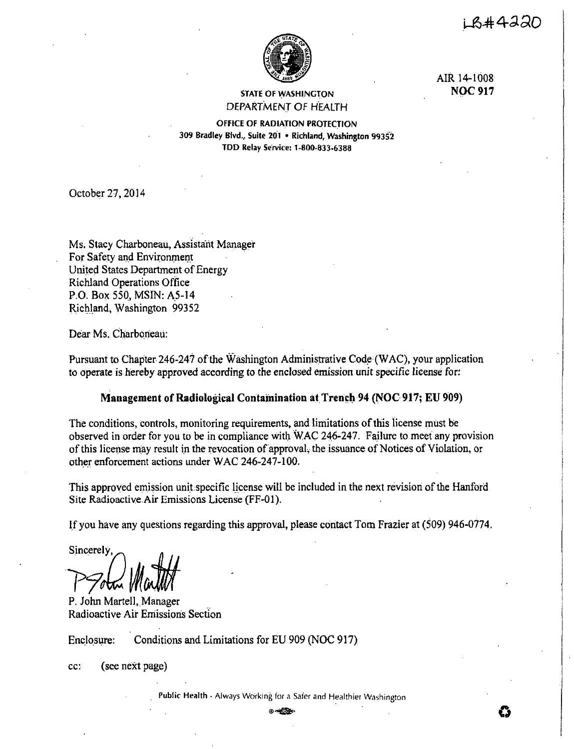LB#4220

AIR 14-1008
**NOC 917**

STATE OF WASHINGTON
DEPARTMENT OF HEALTH

OFFICE OF RADIATION PROTECTION
309 Bradley Blvd., Suite 201 • Richland, Washington 99352
TDD Relay Service: 1-800-833-6388

October 27, 2014

Ms. Stacy Charboneau, Assistant Manager
For Safety and Environment
United States Department of Energy
Richland Operations Office
P.O. Box 550, MSIN: A5-14
Richland, Washington 99352

Dear Ms. Charboneau:

Pursuant to Chapter 246-247 of the Washington Administrative Code (WAC), your application to operate is hereby approved according to the enclosed emission unit specific license for:

**Management of Radiological Contamination at Trench 94 (NOC 917; EU 909)**

The conditions, controls, monitoring requirements, and limitations of this license must be observed in order for you to be in compliance with WAC 246-247. Failure to meet any provision of this license may result in the revocation of approval, the issuance of Notices of Violation, or other enforcement actions under WAC 246-247-100.

This approved emission unit specific license will be included in the next revision of the Hanford Site Radioactive Air Emissions License (FF-01).

If you have any questions regarding this approval, please contact Tom Frazier at (509) 946-0774.

Sincerely,

P. John Martell, Manager
Radioactive Air Emissions Section

Enclosure: Conditions and Limitations for EU 909 (NOC 917)

cc: (see next page)

Public Health - Always Working for a Safer and Healthier Washington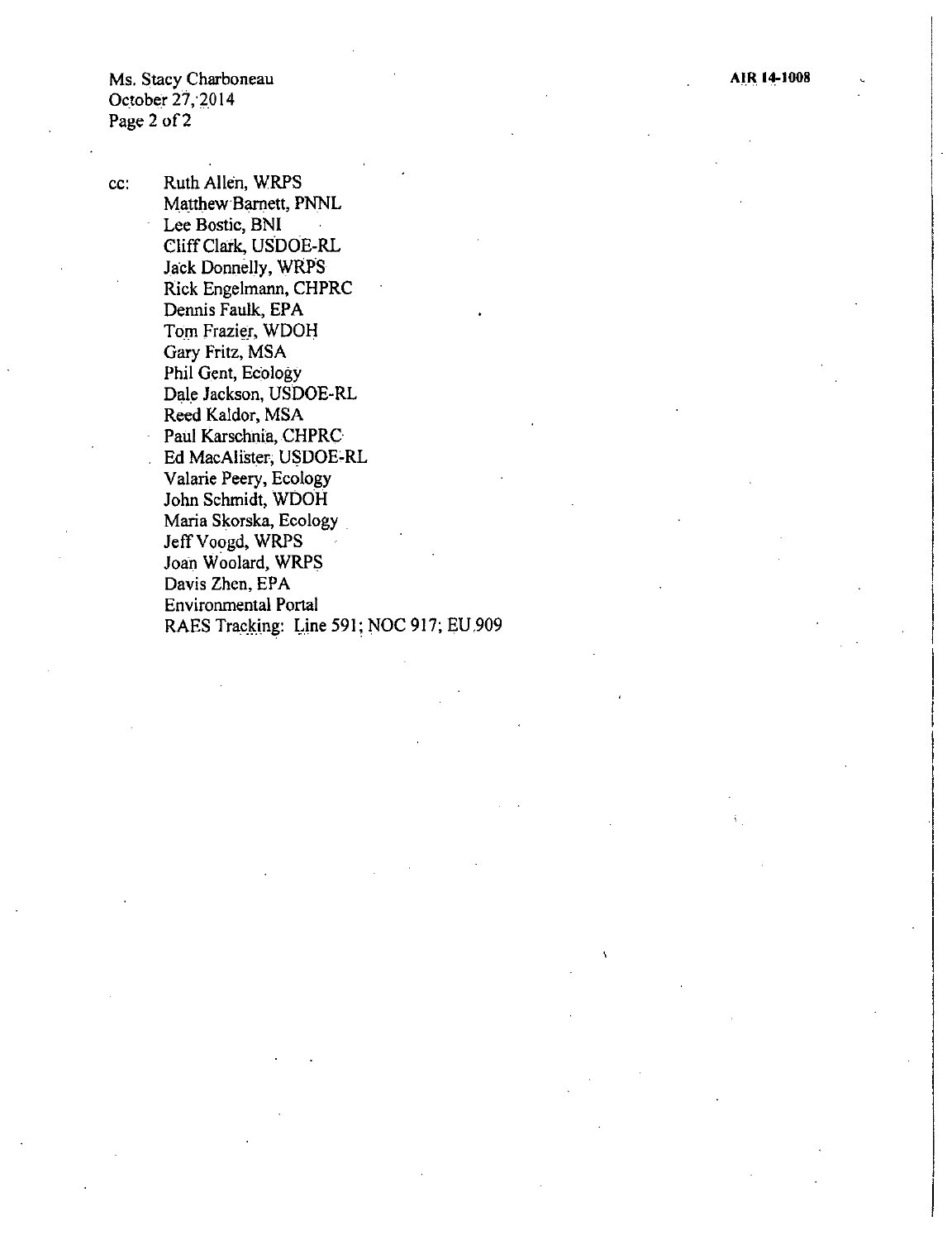cc: Ruth Allen, WRPS
Matthew Barnett, PNNL
Lee Bostic, BNI
Cliff Clark, USDOE-RL
Jack Donnelly, WRPS
Rick Engelmann, CHPRC
Dennis Faulk, EPA
Tom Frazier, WDOH
Gary Fritz, MSA
Phil Gent, Ecology
Dale Jackson, USDOE-RL
Reed Kaldor, MSA
Paul Karschnia, CHPRC
Ed MacAlister, USDOE-RL
Valarie Peery, Ecology
John Schmidt, WDOH
Maria Skorska, Ecology
Jeff Voogd, WRPS
Joan Woolard, WRPS
Davis Zhen, EPA
Environmental Portal
RAES Tracking: Line 591; NOC 917; EU 909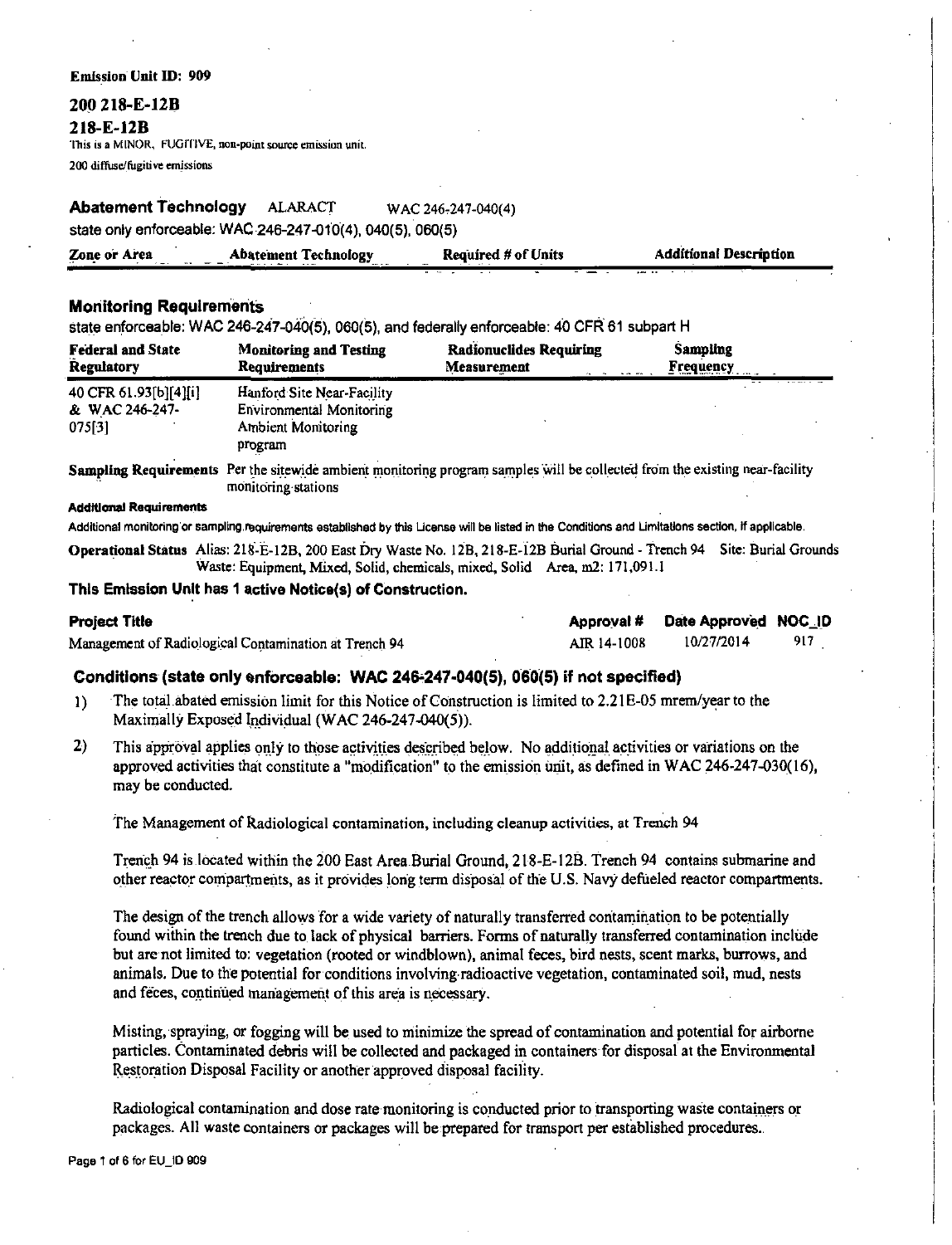**Emission Unit ID: 909**

## 200 218-E-12B

## 218-E-12B

This is a MINOR, FUGITIVE, non-point source emission unit.

200 diffuse/fugitive emissions

### Abatement Technology ALARACT WAC 246-247-040(4)

state only enforceable: WAC 246-247-010(4), 040(5), 060(5)

| Zone or Area | Abatement Technology | Required # of Units | Additional Description |
|---|---|---|---|

### Monitoring Requirements

state enforceable: WAC 246-247-040(5), 060(5), and federally enforceable: 40 CFR 61 subpart H

| Federal and State Regulatory | Monitoring and Testing Requirements | Radionuclides Requiring Measurement | Sampling Frequency |
|---|---|---|---|
| 40 CFR 61.93[b][4][i] & WAC 246-247-075[3] | Hanford Site Near-Facility Environmental Monitoring Ambient Monitoring program | | |

**Sampling Requirements** Per the sitewide ambient monitoring program samples will be collected from the existing near-facility monitoring stations

**Additional Requirements**

Additional monitoring or sampling requirements established by this License will be listed in the Conditions and Limitations section, if applicable.

**Operational Status** Alias: 218-E-12B, 200 East Dry Waste No. 12B, 218-E-12B Burial Ground - Trench 94 Site: Burial Grounds Waste: Equipment, Mixed, Solid, chemicals, mixed, Solid Area, m2: 171,091.1

### This Emission Unit has 1 active Notice(s) of Construction.

| Project Title | Approval # | Date Approved | NOC_ID |
|---|---|---|---|
| Management of Radiological Contamination at Trench 94 | AIR 14-1008 | 10/27/2014 | 917 |

### Conditions (state only enforceable: WAC 246-247-040(5), 060(5) if not specified)

1) The total abated emission limit for this Notice of Construction is limited to 2.21E-05 mrem/year to the Maximally Exposed Individual (WAC 246-247-040(5)).

2) This approval applies only to those activities described below. No additional activities or variations on the approved activities that constitute a "modification" to the emission unit, as defined in WAC 246-247-030(16), may be conducted.

   The Management of Radiological contamination, including cleanup activities, at Trench 94

   Trench 94 is located within the 200 East Area Burial Ground, 218-E-12B. Trench 94 contains submarine and other reactor compartments, as it provides long term disposal of the U.S. Navy defueled reactor compartments.

   The design of the trench allows for a wide variety of naturally transferred contamination to be potentially found within the trench due to lack of physical barriers. Forms of naturally transferred contamination include but are not limited to: vegetation (rooted or windblown), animal feces, bird nests, scent marks, burrows, and animals. Due to the potential for conditions involving radioactive vegetation, contaminated soil, mud, nests and feces, continued management of this area is necessary.

   Misting, spraying, or fogging will be used to minimize the spread of contamination and potential for airborne particles. Contaminated debris will be collected and packaged in containers for disposal at the Environmental Restoration Disposal Facility or another approved disposal facility.

   Radiological contamination and dose rate monitoring is conducted prior to transporting waste containers or packages. All waste containers or packages will be prepared for transport per established procedures.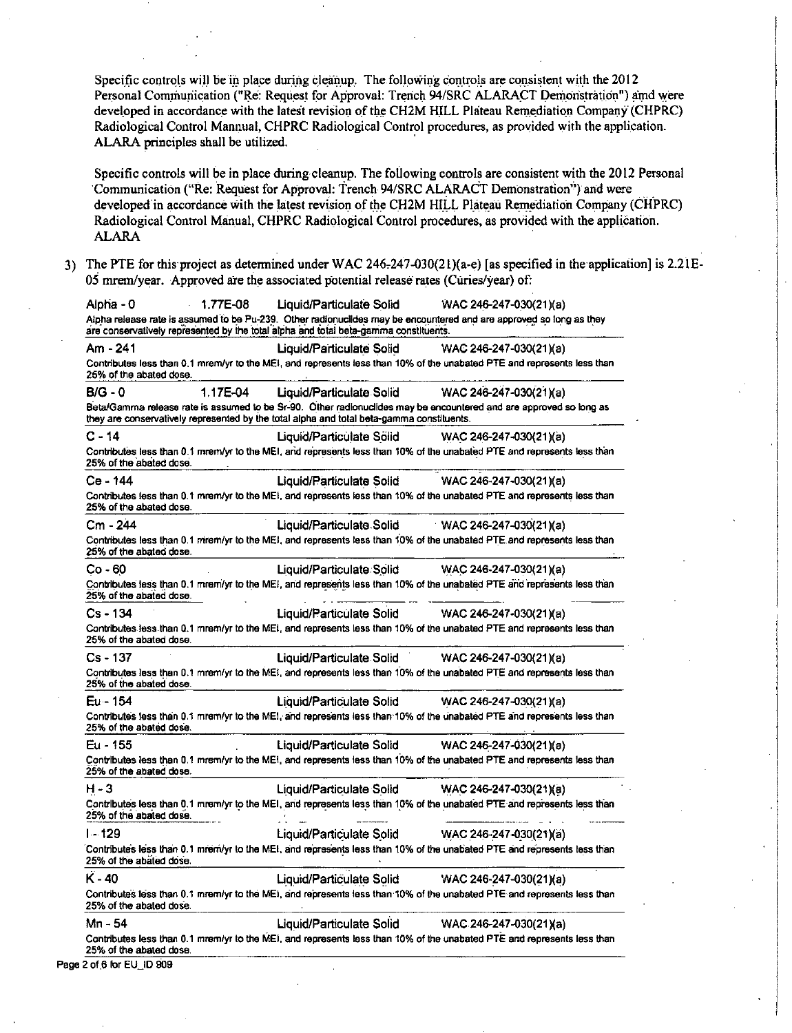Specific controls will be in place during cleanup. The following controls are consistent with the 2012 Personal Communication ("Re: Request for Approval: Trench 94/SRC ALARACT Demonstration") and were developed in accordance with the latest revision of the CH2M HILL Plateau Remediation Company (CHPRC) Radiological Control Mannual, CHPRC Radiological Control procedures, as provided with the application. ALARA principles shall be utilized.

Specific controls will be in place during cleanup. The following controls are consistent with the 2012 Personal Communication ("Re: Request for Approval: Trench 94/SRC ALARACT Demonstration") and were developed in accordance with the latest revision of the CH2M HILL Plateau Remediation Company (CHPRC) Radiological Control Manual, CHPRC Radiological Control procedures, as provided with the application. ALARA

3) The PTE for this project as determined under WAC 246-247-030(21)(a-e) [as specified in the application] is 2.21E-05 mrem/year. Approved are the associated potential release rates (Curies/year) of:

| Radionuclide | Release Rate | Form | Regulation |
|---|---|---|---|
| Alpha - 0 | 1.77E-08 | Liquid/Particulate Solid | WAC 246-247-030(21)(a) |
| Alpha release rate is assumed to be Pu-239. Other radionuclides may be encountered and are approved so long as they are conservatively represented by the total alpha and total beta-gamma constituents. | | | |
| Am - 241 | | Liquid/Particulate Solid | WAC 246-247-030(21)(a) |
| Contributes less than 0.1 mrem/yr to the MEI, and represents less than 10% of the unabated PTE and represents less than 26% of the abated dose. | | | |
| B/G - 0 | 1.17E-04 | Liquid/Particulate Solid | WAC 246-247-030(21)(a) |
| Beta/Gamma release rate is assumed to be Sr-90. Other radionuclides may be encountered and are approved so long as they are conservatively represented by the total alpha and total beta-gamma constituents. | | | |
| C - 14 | | Liquid/Particulate Solid | WAC 246-247-030(21)(a) |
| Contributes less than 0.1 mrem/yr to the MEI, and represents less than 10% of the unabated PTE and represents less than 25% of the abated dose. | | | |
| Ce - 144 | | Liquid/Particulate Solid | WAC 246-247-030(21)(a) |
| Contributes less than 0.1 mrem/yr to the MEI, and represents less than 10% of the unabated PTE and represents less than 25% of the abated dose. | | | |
| Cm - 244 | | Liquid/Particulate Solid | WAC 246-247-030(21)(a) |
| Contributes less than 0.1 mrem/yr to the MEI, and represents less than 10% of the unabated PTE and represents less than 25% of the abated dose. | | | |
| Co - 60 | | Liquid/Particulate Solid | WAC 246-247-030(21)(a) |
| Contributes less than 0.1 mrem/yr to the MEI, and represents less than 10% of the unabated PTE and represents less than 25% of the abated dose. | | | |
| Cs - 134 | | Liquid/Particulate Solid | WAC 246-247-030(21)(a) |
| Contributes less than 0.1 mrem/yr to the MEI, and represents less than 10% of the unabated PTE and represents less than 25% of the abated dose. | | | |
| Cs - 137 | | Liquid/Particulate Solid | WAC 246-247-030(21)(a) |
| Contributes less than 0.1 mrem/yr to the MEI, and represents less than 10% of the unabated PTE and represents less than 25% of the abated dose. | | | |
| Eu - 154 | | Liquid/Particulate Solid | WAC 246-247-030(21)(a) |
| Contributes less than 0.1 mrem/yr to the MEI, and represents less than 10% of the unabated PTE and represents less than 25% of the abated dose. | | | |
| Eu - 155 | | Liquid/Particulate Solid | WAC 246-247-030(21)(a) |
| Contributes less than 0.1 mrem/yr to the MEI, and represents less than 10% of the unabated PTE and represents less than 25% of the abated dose. | | | |
| H - 3 | | Liquid/Particulate Solid | WAC 246-247-030(21)(a) |
| Contributes less than 0.1 mrem/yr to the MEI, and represents less than 10% of the unabated PTE and represents less than 25% of the abated dose. | | | |
| I - 129 | | Liquid/Particulate Solid | WAC 246-247-030(21)(a) |
| Contributes less than 0.1 mrem/yr to the MEI, and represents less than 10% of the unabated PTE and represents less than 25% of the abated dose. | | | |
| K - 40 | | Liquid/Particulate Solid | WAC 246-247-030(21)(a) |
| Contributes less than 0.1 mrem/yr to the MEI, and represents less than 10% of the unabated PTE and represents less than 25% of the abated dose. | | | |
| Mn - 54 | | Liquid/Particulate Solid | WAC 246-247-030(21)(a) |
| Contributes less than 0.1 mrem/yr to the MEI, and represents less than 10% of the unabated PTE and represents less than 25% of the abated dose. | | | |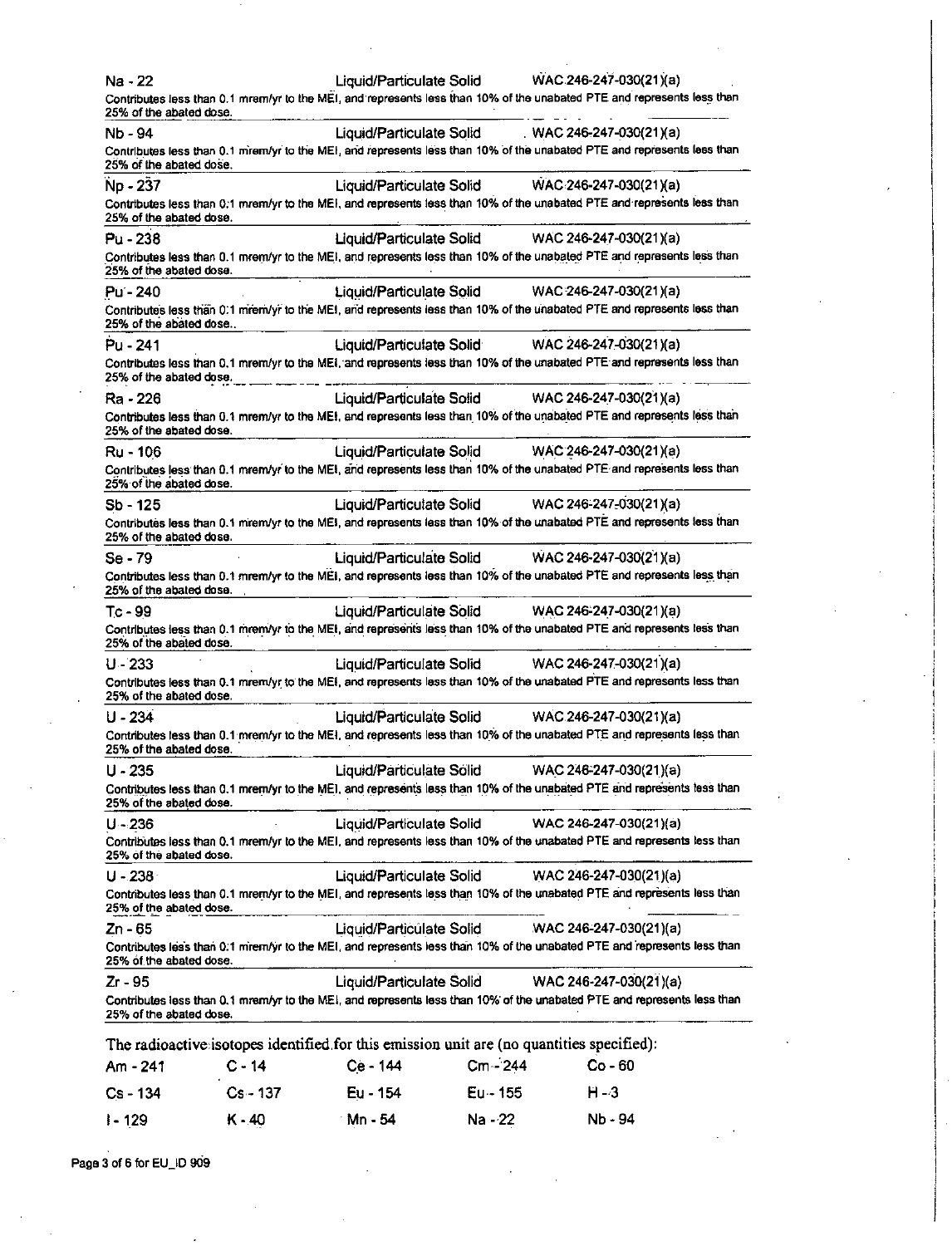| | | |
|---|---|---|
| Na - 22 | Liquid/Particulate Solid | WAC 246-247-030(21)(a) |

Contributes less than 0.1 mrem/yr to the MEI, and represents less than 10% of the unabated PTE and represents less than 25% of the abated dose.

| | | |
|---|---|---|
| Nb - 94 | Liquid/Particulate Solid | WAC 246-247-030(21)(a) |

Contributes less than 0.1 mrem/yr to the MEI, and represents less than 10% of the unabated PTE and represents less than 25% of the abated dose.

| | | |
|---|---|---|
| Np - 237 | Liquid/Particulate Solid | WAC 246-247-030(21)(a) |

Contributes less than 0.1 mrem/yr to the MEI, and represents less than 10% of the unabated PTE and represents less than 25% of the abated dose.

| | | |
|---|---|---|
| Pu - 238 | Liquid/Particulate Solid | WAC 246-247-030(21)(a) |

Contributes less than 0.1 mrem/yr to the MEI, and represents less than 10% of the unabated PTE and represents less than 25% of the abated dose.

| | | |
|---|---|---|
| Pu - 240 | Liquid/Particulate Solid | WAC 246-247-030(21)(a) |

Contributes less than 0.1 mrem/yr to the MEI, and represents less than 10% of the unabated PTE and represents less than 25% of the abated dose..

| | | |
|---|---|---|
| Pu - 241 | Liquid/Particulate Solid | WAC 246-247-030(21)(a) |

Contributes less than 0.1 mrem/yr to the MEI, and represents less than 10% of the unabated PTE and represents less than 25% of the abated dose.

| | | |
|---|---|---|
| Ra - 226 | Liquid/Particulate Solid | WAC 246-247-030(21)(a) |

Contributes less than 0.1 mrem/yr to the MEI, and represents less than 10% of the unabated PTE and represents less than 25% of the abated dose.

| | | |
|---|---|---|
| Ru - 106 | Liquid/Particulate Solid | WAC 246-247-030(21)(a) |

Contributes less than 0.1 mrem/yr to the MEI, and represents less than 10% of the unabated PTE and represents less than 25% of the abated dose.

| | | |
|---|---|---|
| Sb - 125 | Liquid/Particulate Solid | WAC 246-247-030(21)(a) |

Contributes less than 0.1 mrem/yr to the MEI, and represents less than 10% of the unabated PTE and represents less than 25% of the abated dose.

| | | |
|---|---|---|
| Se - 79 | Liquid/Particulate Solid | WAC 246-247-030(21)(a) |

Contributes less than 0.1 mrem/yr to the MEI, and represents less than 10% of the unabated PTE and represents less than 25% of the abated dose.

| | | |
|---|---|---|
| Tc - 99 | Liquid/Particulate Solid | WAC 246-247-030(21)(a) |

Contributes less than 0.1 mrem/yr to the MEI, and represents less than 10% of the unabated PTE and represents less than 25% of the abated dose.

| | | |
|---|---|---|
| U - 233 | Liquid/Particulate Solid | WAC 246-247-030(21)(a) |

Contributes less than 0.1 mrem/yr to the MEI, and represents less than 10% of the unabated PTE and represents less than 25% of the abated dose.

| | | |
|---|---|---|
| U - 234 | Liquid/Particulate Solid | WAC 246-247-030(21)(a) |

Contributes less than 0.1 mrem/yr to the MEI, and represents less than 10% of the unabated PTE and represents less than 25% of the abated dose.

| | | |
|---|---|---|
| U - 235 | Liquid/Particulate Solid | WAC 246-247-030(21)(a) |

Contributes less than 0.1 mrem/yr to the MEI, and represents less than 10% of the unabated PTE and represents less than 25% of the abated dose.

| | | |
|---|---|---|
| U - 236 | Liquid/Particulate Solid | WAC 246-247-030(21)(a) |

Contributes less than 0.1 mrem/yr to the MEI, and represents less than 10% of the unabated PTE and represents less than 25% of the abated dose.

| | | |
|---|---|---|
| U - 238 | Liquid/Particulate Solid | WAC 246-247-030(21)(a) |

Contributes less than 0.1 mrem/yr to the MEI, and represents less than 10% of the unabated PTE and represents less than 25% of the abated dose.

| | | |
|---|---|---|
| Zn - 65 | Liquid/Particulate Solid | WAC 246-247-030(21)(a) |

Contributes less than 0.1 mrem/yr to the MEI, and represents less than 10% of the unabated PTE and represents less than 25% of the abated dose.

| | | |
|---|---|---|
| Zr - 95 | Liquid/Particulate Solid | WAC 246-247-030(21)(a) |

Contributes less than 0.1 mrem/yr to the MEI, and represents less than 10% of the unabated PTE and represents less than 25% of the abated dose.

The radioactive isotopes identified for this emission unit are (no quantities specified):

| | | | | |
|---|---|---|---|---|
| Am - 241 | C - 14 | Ce - 144 | Cm - 244 | Co - 60 |
| Cs - 134 | Cs - 137 | Eu - 154 | Eu - 155 | H - 3 |
| I - 129 | K - 40 | Mn - 54 | Na - 22 | Nb - 94 |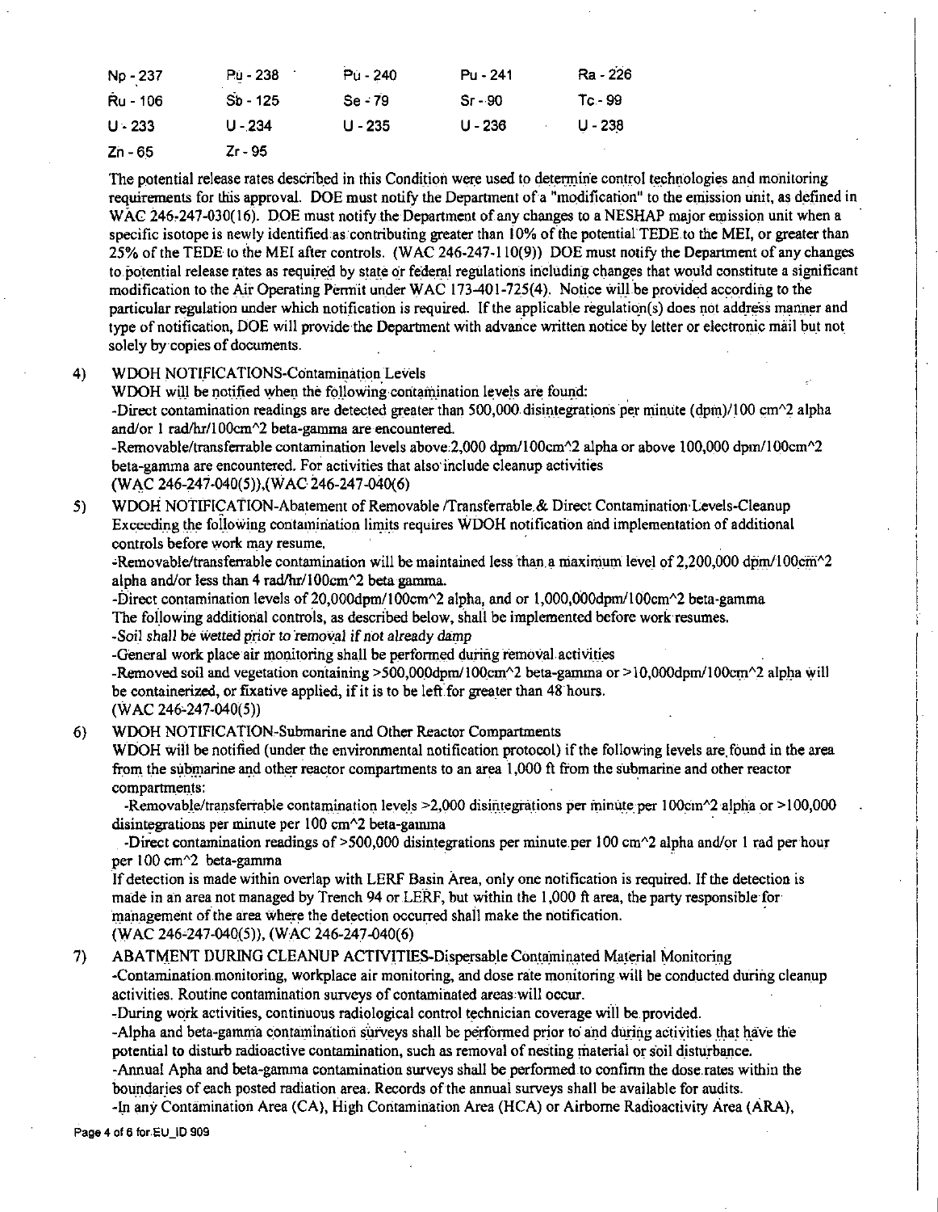| | | | | |
|---|---|---|---|---|
| Np - 237 | Pu - 238 | Pu - 240 | Pu - 241 | Ra - 226 |
| Ru - 106 | Sb - 125 | Se - 79 | Sr - 90 | Tc - 99 |
| U - 233 | U - 234 | U - 235 | U - 236 | U - 238 |
| Zn - 65 | Zr - 95 | | | |

The potential release rates described in this Condition were used to determine control technologies and monitoring requirements for this approval. DOE must notify the Department of a "modification" to the emission unit, as defined in WAC 246-247-030(16). DOE must notify the Department of any changes to a NESHAP major emission unit when a specific isotope is newly identified as contributing greater than 10% of the potential TEDE to the MEI, or greater than 25% of the TEDE to the MEI after controls. (WAC 246-247-110(9)) DOE must notify the Department of any changes to potential release rates as required by state or federal regulations including changes that would constitute a significant modification to the Air Operating Permit under WAC 173-401-725(4). Notice will be provided according to the particular regulation under which notification is required. If the applicable regulation(s) does not address manner and type of notification, DOE will provide the Department with advance written notice by letter or electronic mail but not solely by copies of documents.

4) WDOH NOTIFICATIONS-Contamination Levels
WDOH will be notified when the following contamination levels are found:
-Direct contamination readings are detected greater than 500,000 disintegrations per minute (dpm)/100 cm^2 alpha and/or 1 rad/hr/100cm^2 beta-gamma are encountered.
-Removable/transferrable contamination levels above 2,000 dpm/100cm^2 alpha or above 100,000 dpm/100cm^2 beta-gamma are encountered. For activities that also include cleanup activities
(WAC 246-247-040(5)),(WAC 246-247-040(6)

5) WDOH NOTIFICATION-Abatement of Removable /Transferrable & Direct Contamination Levels-Cleanup
Exceeding the following contamination limits requires WDOH notification and implementation of additional controls before work may resume.
-Removable/transferrable contamination will be maintained less than a maximum level of 2,200,000 dpm/100cm^2 alpha and/or less than 4 rad/hr/100cm^2 beta gamma.
-Direct contamination levels of 20,000dpm/100cm^2 alpha, and or 1,000,000dpm/100cm^2 beta-gamma
The following additional controls, as described below, shall be implemented before work resumes.
*-Soil shall be wetted prior to removal if not already damp*
-General work place air monitoring shall be performed during removal activities
-Removed soil and vegetation containing >500,000dpm/100cm^2 beta-gamma or >10,000dpm/100cm^2 alpha will be containerized, or fixative applied, if it is to be left for greater than 48 hours.
(WAC 246-247-040(5))

6) WDOH NOTIFICATION-Submarine and Other Reactor Compartments
WDOH will be notified (under the environmental notification protocol) if the following levels are found in the area from the submarine and other reactor compartments to an area 1,000 ft from the submarine and other reactor compartments:
-Removable/transferrable contamination levels >2,000 disintegrations per minute per 100cm^2 alpha or >100,000 disintegrations per minute per 100 cm^2 beta-gamma
-Direct contamination readings of >500,000 disintegrations per minute per 100 cm^2 alpha and/or 1 rad per hour per 100 cm^2 beta-gamma
If detection is made within overlap with LERF Basin Area, only one notification is required. If the detection is made in an area not managed by Trench 94 or LERF, but within the 1,000 ft area, the party responsible for management of the area where the detection occurred shall make the notification.
(WAC 246-247-040(5)), (WAC 246-247-040(6)

7) ABATMENT DURING CLEANUP ACTIVITIES-Dispersable Contaminated Material Monitoring
-Contamination monitoring, workplace air monitoring, and dose rate monitoring will be conducted during cleanup activities. Routine contamination surveys of contaminated areas will occur.
-During work activities, continuous radiological control technician coverage will be provided.
-Alpha and beta-gamma contamination surveys shall be performed prior to and during activities that have the potential to disturb radioactive contamination, such as removal of nesting material or soil disturbance.
-Annual Apha and beta-gamma contamination surveys shall be performed to confirm the dose rates within the boundaries of each posted radiation area. Records of the annual surveys shall be available for audits.
-In any Contamination Area (CA), High Contamination Area (HCA) or Airborne Radioactivity Area (ARA),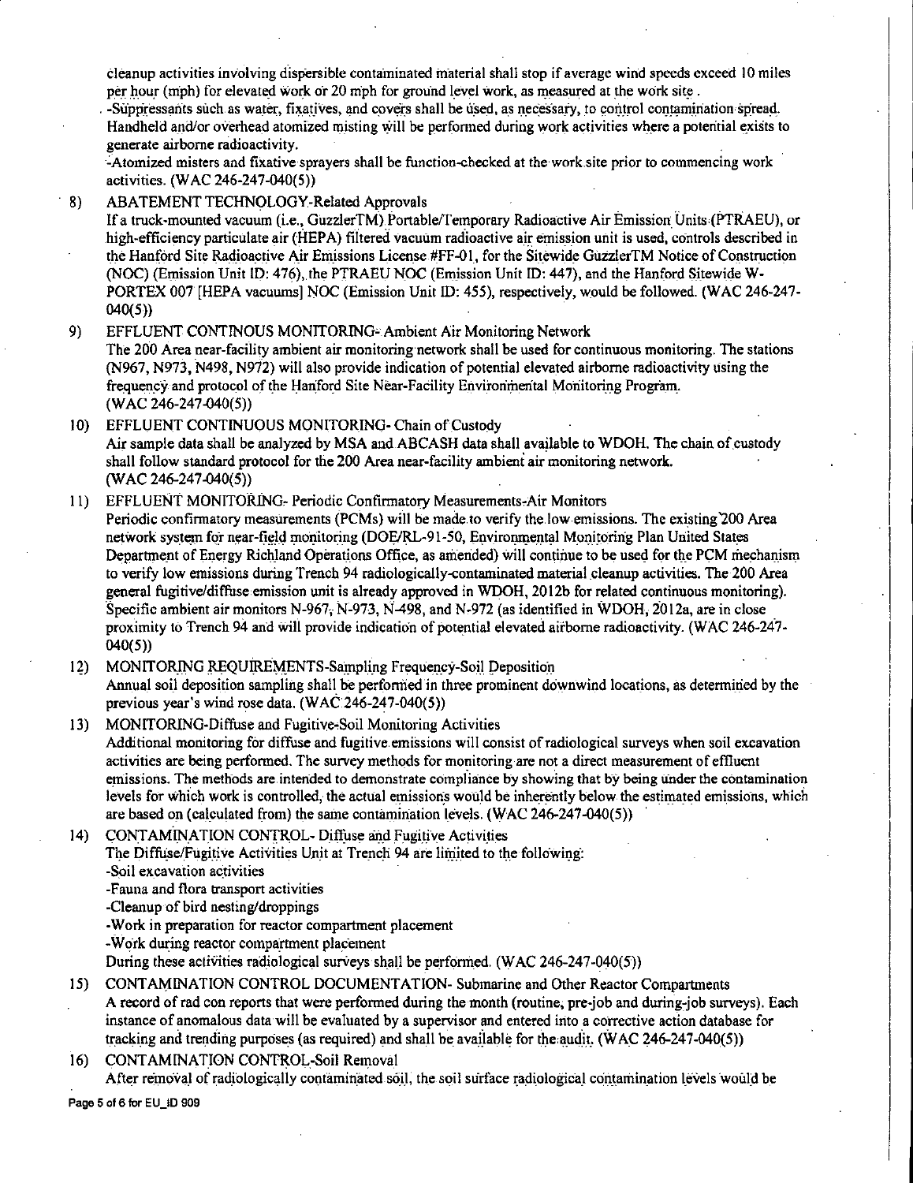cleanup activities involving dispersible contaminated material shall stop if average wind speeds exceed 10 miles per hour (mph) for elevated work or 20 mph for ground level work, as measured at the work site .

-Suppressants such as water, fixatives, and covers shall be used, as necessary, to control contamination spread. Handheld and/or overhead atomized misting will be performed during work activities where a potential exists to generate airborne radioactivity.

-Atomized misters and fixative sprayers shall be function-checked at the work site prior to commencing work activities. (WAC 246-247-040(5))

8) ABATEMENT TECHNOLOGY-Related Approvals
   If a truck-mounted vacuum (i.e., GuzzlerTM) Portable/Temporary Radioactive Air Emission Units (PTRAEU), or high-efficiency particulate air (HEPA) filtered vacuum radioactive air emission unit is used, controls described in the Hanford Site Radioactive Air Emissions License #FF-01, for the Sitewide GuzzlerTM Notice of Construction (NOC) (Emission Unit ID: 476), the PTRAEU NOC (Emission Unit ID: 447), and the Hanford Sitewide W-PORTEX 007 [HEPA vacuums] NOC (Emission Unit ID: 455), respectively, would be followed. (WAC 246-247-040(5))

9) EFFLUENT CONTINOUS MONITORING- Ambient Air Monitoring Network
   The 200 Area near-facility ambient air monitoring network shall be used for continuous monitoring. The stations (N967, N973, N498, N972) will also provide indication of potential elevated airborne radioactivity using the frequency and protocol of the Hanford Site Near-Facility Environmental Monitoring Program. (WAC 246-247-040(5))

10) EFFLUENT CONTINUOUS MONITORING- Chain of Custody
    Air sample data shall be analyzed by MSA and ABCASH data shall available to WDOH. The chain of custody shall follow standard protocol for the 200 Area near-facility ambient air monitoring network. (WAC 246-247-040(5))

11) EFFLUENT MONITORING- Periodic Confirmatory Measurements-Air Monitors
    Periodic confirmatory measurements (PCMs) will be made to verify the low emissions. The existing 200 Area network system for near-field monitoring (DOE/RL-91-50, Environmental Monitoring Plan United States Department of Energy Richland Operations Office, as amended) will continue to be used for the PCM mechanism to verify low emissions during Trench 94 radiologically-contaminated material cleanup activities. The 200 Area general fugitive/diffuse emission unit is already approved in WDOH, 2012b for related continuous monitoring). Specific ambient air monitors N-967, N-973, N-498, and N-972 (as identified in WDOH, 2012a, are in close proximity to Trench 94 and will provide indication of potential elevated airborne radioactivity. (WAC 246-247-040(5))

12) MONITORING REQUIREMENTS-Sampling Frequency-Soil Deposition
    Annual soil deposition sampling shall be performed in three prominent downwind locations, as determined by the previous year's wind rose data. (WAC 246-247-040(5))

13) MONITORING-Diffuse and Fugitive-Soil Monitoring Activities
    Additional monitoring for diffuse and fugitive emissions will consist of radiological surveys when soil excavation activities are being performed. The survey methods for monitoring are not a direct measurement of effluent emissions. The methods are intended to demonstrate compliance by showing that by being under the contamination levels for which work is controlled, the actual emissions would be inherently below the estimated emissions, which are based on (calculated from) the same contamination levels. (WAC 246-247-040(5))

14) CONTAMINATION CONTROL- Diffuse and Fugitive Activities
    The Diffuse/Fugitive Activities Unit at Trench 94 are limited to the following:
    -Soil excavation activities
    -Fauna and flora transport activities
    -Cleanup of bird nesting/droppings
    -Work in preparation for reactor compartment placement
    -Work during reactor compartment placement
    During these activities radiological surveys shall be performed. (WAC 246-247-040(5))

15) CONTAMINATION CONTROL DOCUMENTATION- Submarine and Other Reactor Compartments
    A record of rad con reports that were performed during the month (routine, pre-job and during-job surveys). Each instance of anomalous data will be evaluated by a supervisor and entered into a corrective action database for tracking and trending purposes (as required) and shall be available for the audit. (WAC 246-247-040(5))

16) CONTAMINATION CONTROL-Soil Removal
    After removal of radiologically contaminated soil, the soil surface radiological contamination levels would be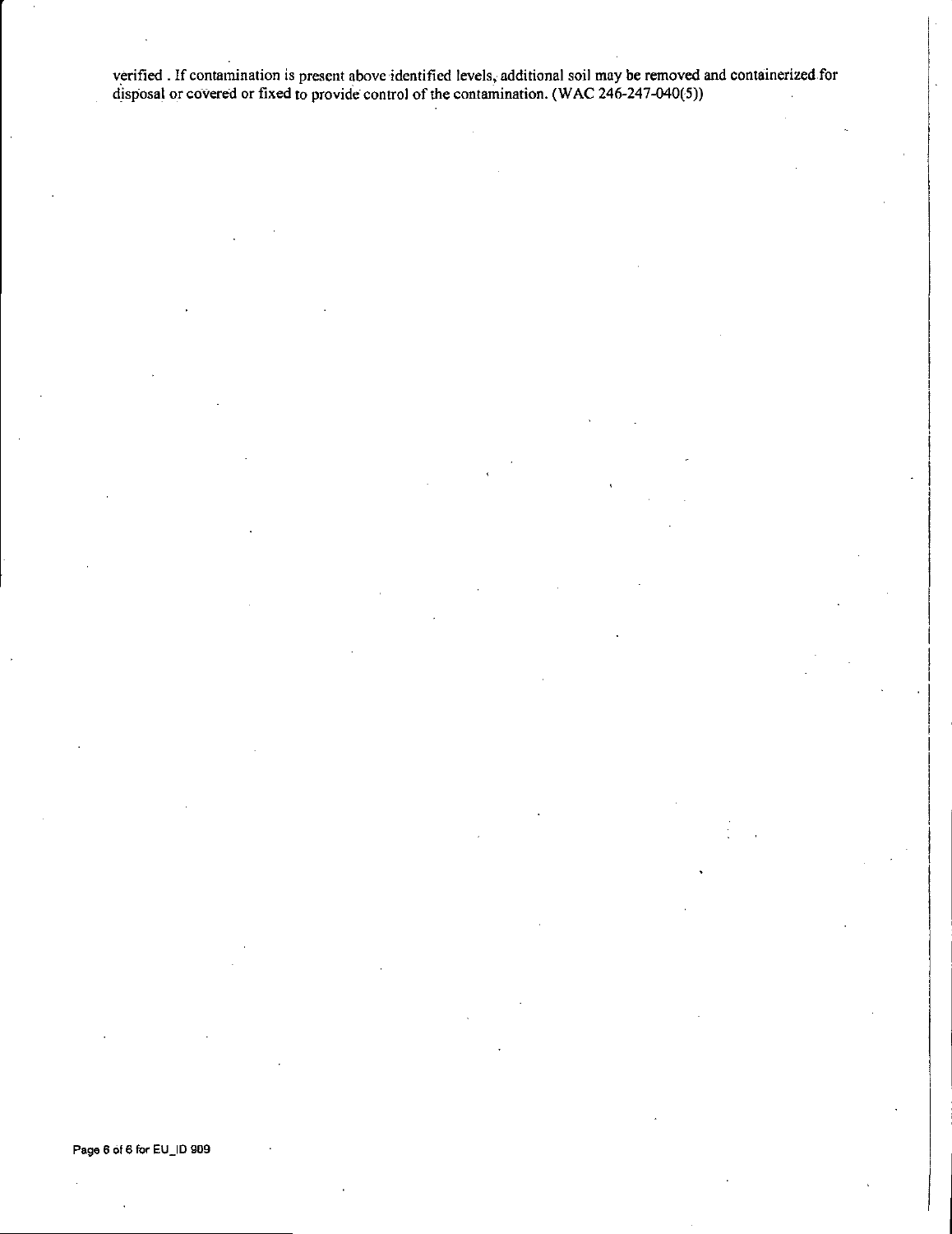verified . If contamination is present above identified levels, additional soil may be removed and containerized for disposal or covered or fixed to provide control of the contamination. (WAC 246-247-040(5))